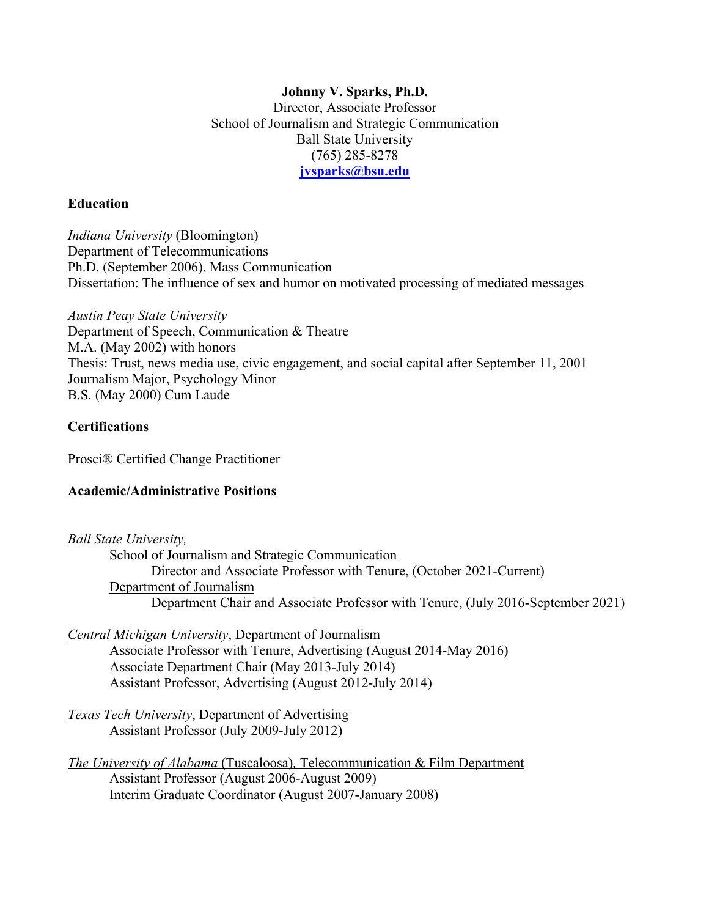**Johnny V. Sparks, Ph.D.**
Director, Associate Professor
School of Journalism and Strategic Communication
Ball State University
(765) 285-8278
**jvsparks@bsu.edu**

## Education

*Indiana University* (Bloomington)
Department of Telecommunications
Ph.D. (September 2006), Mass Communication
Dissertation: The influence of sex and humor on motivated processing of mediated messages

*Austin Peay State University*
Department of Speech, Communication & Theatre
M.A. (May 2002) with honors
Thesis: Trust, news media use, civic engagement, and social capital after September 11, 2001
Journalism Major, Psychology Minor
B.S. (May 2000) Cum Laude

## Certifications

Prosci® Certified Change Practitioner

## Academic/Administrative Positions

*Ball State University,*
- School of Journalism and Strategic Communication
  - Director and Associate Professor with Tenure, (October 2021-Current)
- Department of Journalism
  - Department Chair and Associate Professor with Tenure, (July 2016-September 2021)

*Central Michigan University*, Department of Journalism
- Associate Professor with Tenure, Advertising (August 2014-May 2016)
- Associate Department Chair (May 2013-July 2014)
- Assistant Professor, Advertising (August 2012-July 2014)

*Texas Tech University*, Department of Advertising
- Assistant Professor (July 2009-July 2012)

*The University of Alabama* (Tuscaloosa), Telecommunication & Film Department
- Assistant Professor (August 2006-August 2009)
- Interim Graduate Coordinator (August 2007-January 2008)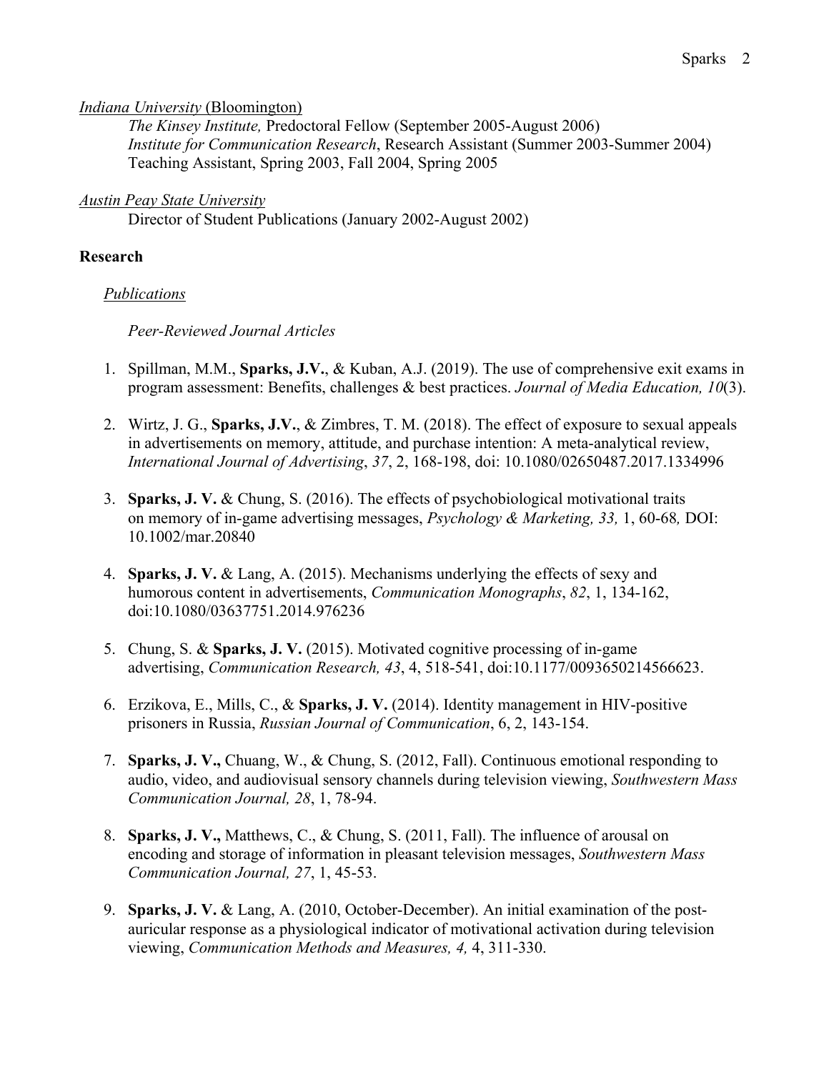<u>*Indiana University*</u> <u>(Bloomington)</u>

*The Kinsey Institute,* Predoctoral Fellow (September 2005-August 2006)
*Institute for Communication Research*, Research Assistant (Summer 2003-Summer 2004)
Teaching Assistant, Spring 2003, Fall 2004, Spring 2005

<u>*Austin Peay State University*</u>

Director of Student Publications (January 2002-August 2002)

**Research**

<u>*Publications*</u>

*Peer-Reviewed Journal Articles*

1. Spillman, M.M., **Sparks, J.V.**, & Kuban, A.J. (2019). The use of comprehensive exit exams in program assessment: Benefits, challenges & best practices. *Journal of Media Education, 10*(3).

2. Wirtz, J. G., **Sparks, J.V.**, & Zimbres, T. M. (2018). The effect of exposure to sexual appeals in advertisements on memory, attitude, and purchase intention: A meta-analytical review, *International Journal of Advertising*, *37*, 2, 168-198, doi: 10.1080/02650487.2017.1334996

3. **Sparks, J. V.** & Chung, S. (2016). The effects of psychobiological motivational traits on memory of in-game advertising messages, *Psychology & Marketing, 33,* 1, 60-68*,* DOI: 10.1002/mar.20840

4. **Sparks, J. V.** & Lang, A. (2015). Mechanisms underlying the effects of sexy and humorous content in advertisements, *Communication Monographs*, *82*, 1, 134-162, doi:10.1080/03637751.2014.976236

5. Chung, S. & **Sparks, J. V.** (2015). Motivated cognitive processing of in-game advertising, *Communication Research, 43*, 4, 518-541, doi:10.1177/0093650214566623.

6. Erzikova, E., Mills, C., & **Sparks, J. V.** (2014). Identity management in HIV-positive prisoners in Russia, *Russian Journal of Communication*, 6, 2, 143-154.

7. **Sparks, J. V.,** Chuang, W., & Chung, S. (2012, Fall). Continuous emotional responding to audio, video, and audiovisual sensory channels during television viewing, *Southwestern Mass Communication Journal, 28*, 1, 78-94.

8. **Sparks, J. V.,** Matthews, C., & Chung, S. (2011, Fall). The influence of arousal on encoding and storage of information in pleasant television messages, *Southwestern Mass Communication Journal, 27*, 1, 45-53.

9. **Sparks, J. V.** & Lang, A. (2010, October-December). An initial examination of the post-auricular response as a physiological indicator of motivational activation during television viewing, *Communication Methods and Measures, 4,* 4, 311-330.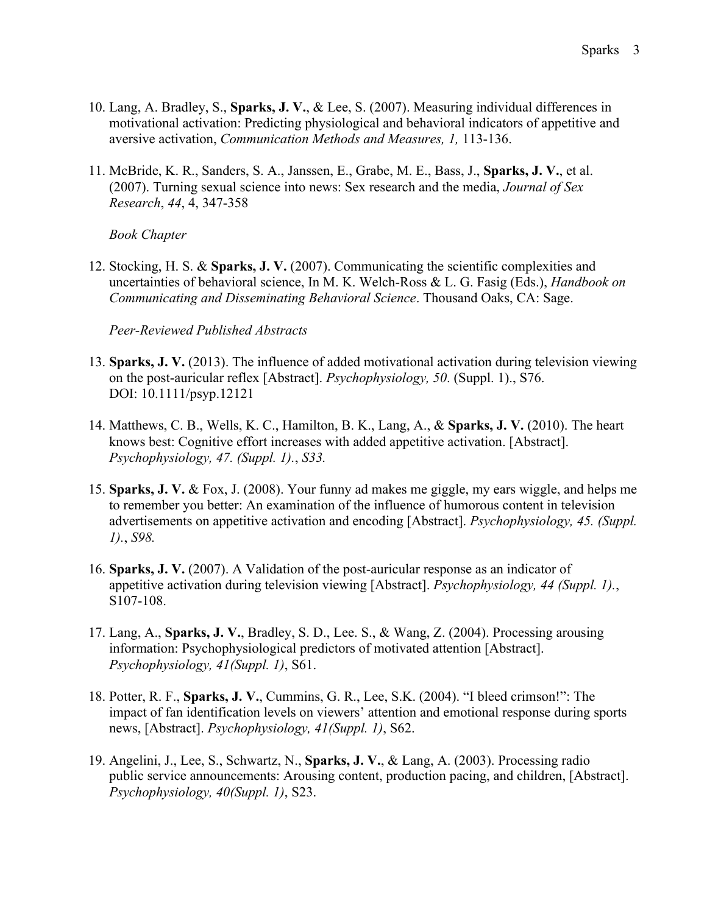10. Lang, A. Bradley, S., **Sparks, J. V.**, & Lee, S. (2007). Measuring individual differences in motivational activation: Predicting physiological and behavioral indicators of appetitive and aversive activation, *Communication Methods and Measures, 1,* 113-136.

11. McBride, K. R., Sanders, S. A., Janssen, E., Grabe, M. E., Bass, J., **Sparks, J. V.**, et al. (2007). Turning sexual science into news: Sex research and the media, *Journal of Sex Research*, *44*, 4, 347-358

*Book Chapter*

12. Stocking, H. S. & **Sparks, J. V.** (2007). Communicating the scientific complexities and uncertainties of behavioral science, In M. K. Welch-Ross & L. G. Fasig (Eds.), *Handbook on Communicating and Disseminating Behavioral Science*. Thousand Oaks, CA: Sage.

*Peer-Reviewed Published Abstracts*

13. **Sparks, J. V.** (2013). The influence of added motivational activation during television viewing on the post-auricular reflex [Abstract]. *Psychophysiology, 50*. (Suppl. 1)., S76. DOI: 10.1111/psyp.12121

14. Matthews, C. B., Wells, K. C., Hamilton, B. K., Lang, A., & **Sparks, J. V.** (2010). The heart knows best: Cognitive effort increases with added appetitive activation. [Abstract]. *Psychophysiology, 47. (Suppl. 1).*, *S33.*

15. **Sparks, J. V.** & Fox, J. (2008). Your funny ad makes me giggle, my ears wiggle, and helps me to remember you better: An examination of the influence of humorous content in television advertisements on appetitive activation and encoding [Abstract]. *Psychophysiology, 45. (Suppl. 1).*, *S98.*

16. **Sparks, J. V.** (2007). A Validation of the post-auricular response as an indicator of appetitive activation during television viewing [Abstract]. *Psychophysiology, 44 (Suppl. 1).*, S107-108.

17. Lang, A., **Sparks, J. V.**, Bradley, S. D., Lee. S., & Wang, Z. (2004). Processing arousing information: Psychophysiological predictors of motivated attention [Abstract]. *Psychophysiology, 41(Suppl. 1)*, S61.

18. Potter, R. F., **Sparks, J. V.**, Cummins, G. R., Lee, S.K. (2004). "I bleed crimson!": The impact of fan identification levels on viewers' attention and emotional response during sports news, [Abstract]. *Psychophysiology, 41(Suppl. 1)*, S62.

19. Angelini, J., Lee, S., Schwartz, N., **Sparks, J. V.**, & Lang, A. (2003). Processing radio public service announcements: Arousing content, production pacing, and children, [Abstract]. *Psychophysiology, 40(Suppl. 1)*, S23.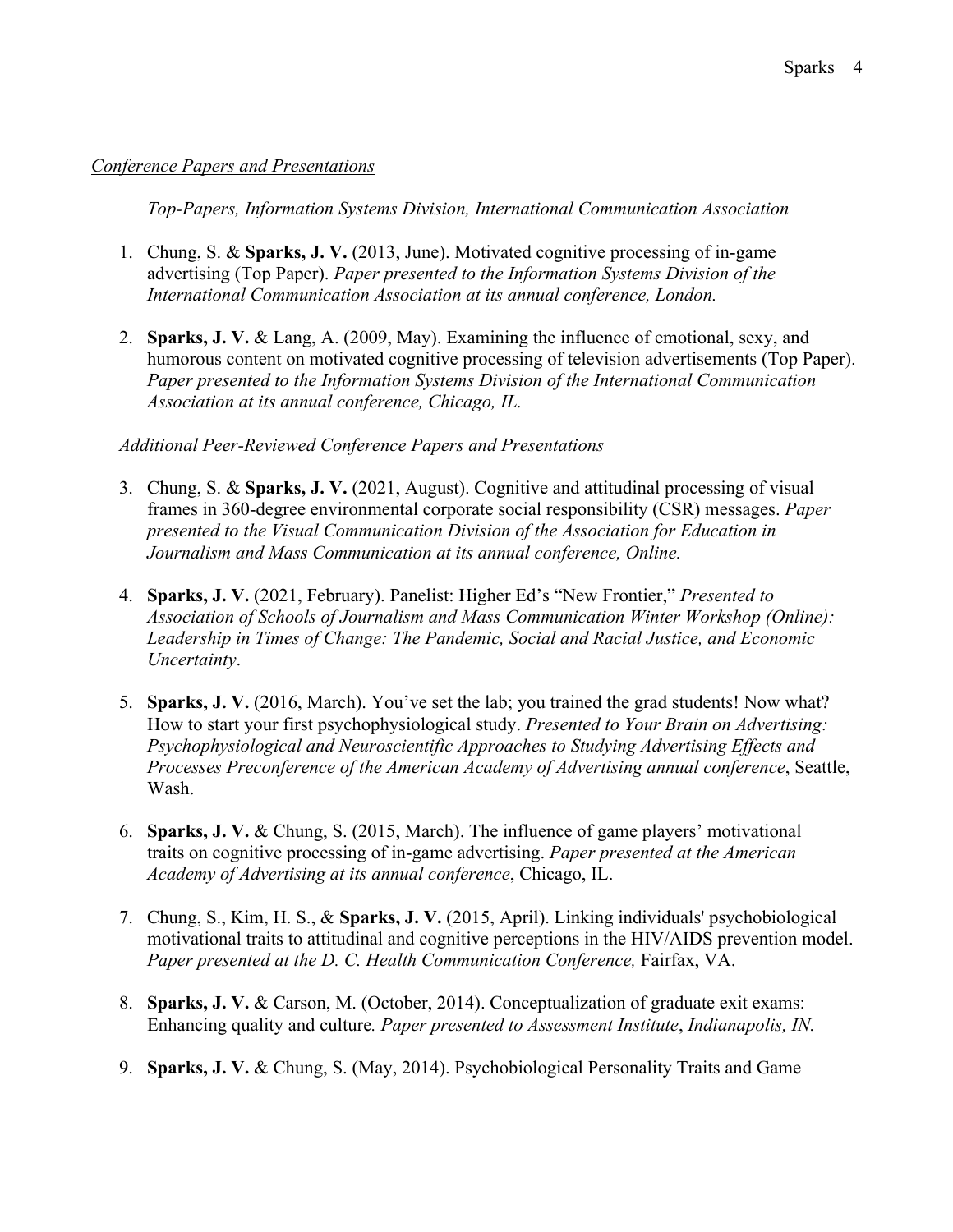*Conference Papers and Presentations*

*Top-Papers, Information Systems Division, International Communication Association*

1. Chung, S. & **Sparks, J. V.** (2013, June). Motivated cognitive processing of in-game advertising (Top Paper). *Paper presented to the Information Systems Division of the International Communication Association at its annual conference, London.*

2. **Sparks, J. V.** & Lang, A. (2009, May). Examining the influence of emotional, sexy, and humorous content on motivated cognitive processing of television advertisements (Top Paper). *Paper presented to the Information Systems Division of the International Communication Association at its annual conference, Chicago, IL.*

*Additional Peer-Reviewed Conference Papers and Presentations*

3. Chung, S. & **Sparks, J. V.** (2021, August). Cognitive and attitudinal processing of visual frames in 360-degree environmental corporate social responsibility (CSR) messages. *Paper presented to the Visual Communication Division of the Association for Education in Journalism and Mass Communication at its annual conference, Online.*

4. **Sparks, J. V.** (2021, February). Panelist: Higher Ed's "New Frontier," *Presented to Association of Schools of Journalism and Mass Communication Winter Workshop (Online): Leadership in Times of Change: The Pandemic, Social and Racial Justice, and Economic Uncertainty*.

5. **Sparks, J. V.** (2016, March). You've set the lab; you trained the grad students! Now what? How to start your first psychophysiological study. *Presented to Your Brain on Advertising: Psychophysiological and Neuroscientific Approaches to Studying Advertising Effects and Processes Preconference of the American Academy of Advertising annual conference*, Seattle, Wash.

6. **Sparks, J. V.** & Chung, S. (2015, March). The influence of game players' motivational traits on cognitive processing of in-game advertising. *Paper presented at the American Academy of Advertising at its annual conference*, Chicago, IL.

7. Chung, S., Kim, H. S., & **Sparks, J. V.** (2015, April). Linking individuals' psychobiological motivational traits to attitudinal and cognitive perceptions in the HIV/AIDS prevention model. *Paper presented at the D. C. Health Communication Conference,* Fairfax, VA.

8. **Sparks, J. V.** & Carson, M. (October, 2014). Conceptualization of graduate exit exams: Enhancing quality and culture*. Paper presented to Assessment Institute*, *Indianapolis, IN.*

9. **Sparks, J. V.** & Chung, S. (May, 2014). Psychobiological Personality Traits and Game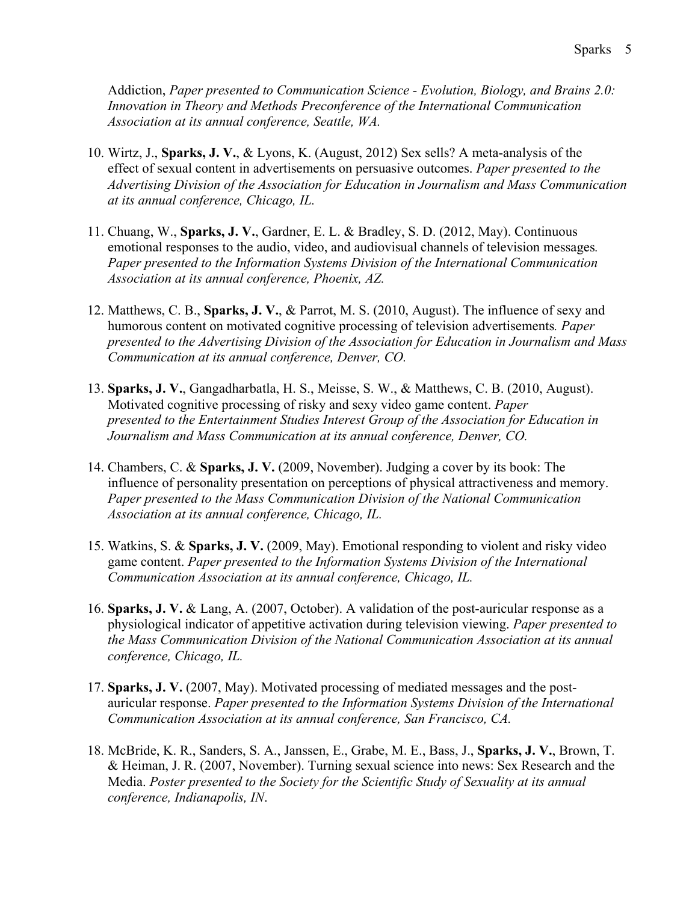Addiction, *Paper presented to Communication Science - Evolution, Biology, and Brains 2.0: Innovation in Theory and Methods Preconference of the International Communication Association at its annual conference, Seattle, WA.*

10. Wirtz, J., **Sparks, J. V.**, & Lyons, K. (August, 2012) Sex sells? A meta-analysis of the effect of sexual content in advertisements on persuasive outcomes. *Paper presented to the Advertising Division of the Association for Education in Journalism and Mass Communication at its annual conference, Chicago, IL.*

11. Chuang, W., **Sparks, J. V.**, Gardner, E. L. & Bradley, S. D. (2012, May). Continuous emotional responses to the audio, video, and audiovisual channels of television messages*. Paper presented to the Information Systems Division of the International Communication Association at its annual conference, Phoenix, AZ.*

12. Matthews, C. B., **Sparks, J. V.**, & Parrot, M. S. (2010, August). The influence of sexy and humorous content on motivated cognitive processing of television advertisements*. Paper presented to the Advertising Division of the Association for Education in Journalism and Mass Communication at its annual conference, Denver, CO.*

13. **Sparks, J. V.**, Gangadharbatla, H. S., Meisse, S. W., & Matthews, C. B. (2010, August). Motivated cognitive processing of risky and sexy video game content. *Paper presented to the Entertainment Studies Interest Group of the Association for Education in Journalism and Mass Communication at its annual conference, Denver, CO.*

14. Chambers, C. & **Sparks, J. V.** (2009, November). Judging a cover by its book: The influence of personality presentation on perceptions of physical attractiveness and memory. *Paper presented to the Mass Communication Division of the National Communication Association at its annual conference, Chicago, IL.*

15. Watkins, S. & **Sparks, J. V.** (2009, May). Emotional responding to violent and risky video game content. *Paper presented to the Information Systems Division of the International Communication Association at its annual conference, Chicago, IL.*

16. **Sparks, J. V.** & Lang, A. (2007, October). A validation of the post-auricular response as a physiological indicator of appetitive activation during television viewing. *Paper presented to the Mass Communication Division of the National Communication Association at its annual conference, Chicago, IL.*

17. **Sparks, J. V.** (2007, May). Motivated processing of mediated messages and the post-auricular response. *Paper presented to the Information Systems Division of the International Communication Association at its annual conference, San Francisco, CA.*

18. McBride, K. R., Sanders, S. A., Janssen, E., Grabe, M. E., Bass, J., **Sparks, J. V.**, Brown, T. & Heiman, J. R. (2007, November). Turning sexual science into news: Sex Research and the Media. *Poster presented to the Society for the Scientific Study of Sexuality at its annual conference, Indianapolis, IN*.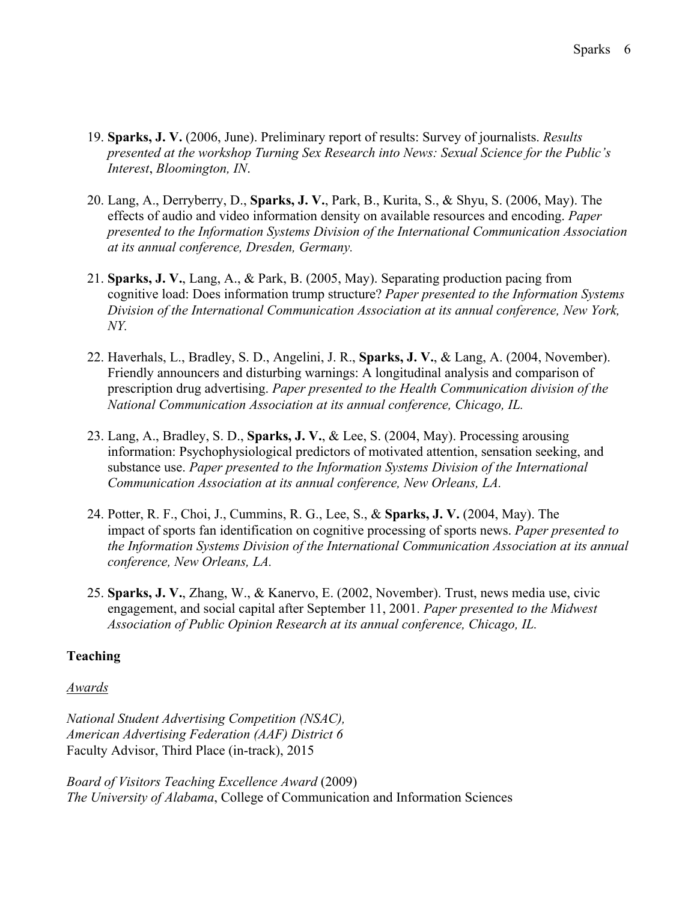19. **Sparks, J. V.** (2006, June). Preliminary report of results: Survey of journalists. *Results presented at the workshop Turning Sex Research into News: Sexual Science for the Public's Interest*, *Bloomington, IN*.

20. Lang, A., Derryberry, D., **Sparks, J. V.**, Park, B., Kurita, S., & Shyu, S. (2006, May). The effects of audio and video information density on available resources and encoding. *Paper presented to the Information Systems Division of the International Communication Association at its annual conference, Dresden, Germany.*

21. **Sparks, J. V.**, Lang, A., & Park, B. (2005, May). Separating production pacing from cognitive load: Does information trump structure? *Paper presented to the Information Systems Division of the International Communication Association at its annual conference, New York, NY.*

22. Haverhals, L., Bradley, S. D., Angelini, J. R., **Sparks, J. V.**, & Lang, A. (2004, November). Friendly announcers and disturbing warnings: A longitudinal analysis and comparison of prescription drug advertising. *Paper presented to the Health Communication division of the National Communication Association at its annual conference, Chicago, IL.*

23. Lang, A., Bradley, S. D., **Sparks, J. V.**, & Lee, S. (2004, May). Processing arousing information: Psychophysiological predictors of motivated attention, sensation seeking, and substance use. *Paper presented to the Information Systems Division of the International Communication Association at its annual conference, New Orleans, LA.*

24. Potter, R. F., Choi, J., Cummins, R. G., Lee, S., & **Sparks, J. V.** (2004, May). The impact of sports fan identification on cognitive processing of sports news. *Paper presented to the Information Systems Division of the International Communication Association at its annual conference, New Orleans, LA.*

25. **Sparks, J. V.**, Zhang, W., & Kanervo, E. (2002, November). Trust, news media use, civic engagement, and social capital after September 11, 2001. *Paper presented to the Midwest Association of Public Opinion Research at its annual conference, Chicago, IL.*

## Teaching

### Awards

*National Student Advertising Competition (NSAC),*
*American Advertising Federation (AAF) District 6*
Faculty Advisor, Third Place (in-track), 2015

*Board of Visitors Teaching Excellence Award* (2009)
*The University of Alabama*, College of Communication and Information Sciences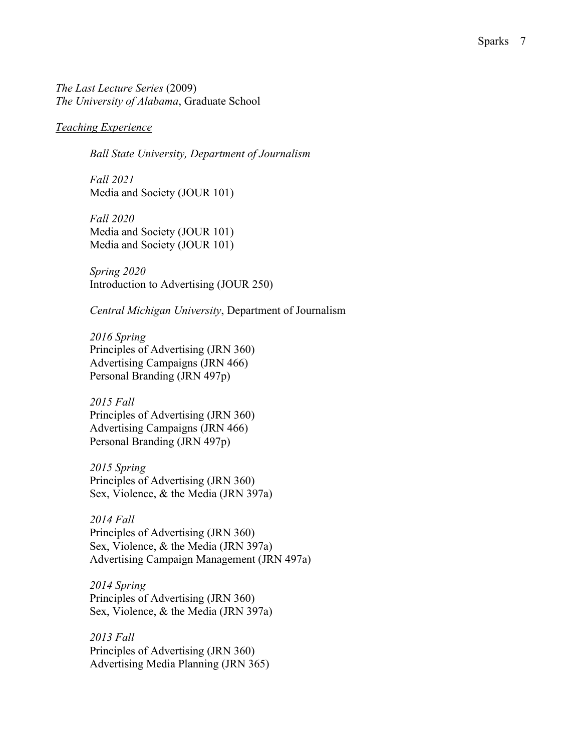*The Last Lecture Series* (2009)
*The University of Alabama*, Graduate School

<u>*Teaching Experience*</u>

*Ball State University, Department of Journalism*

*Fall 2021*
Media and Society (JOUR 101)

*Fall 2020*
Media and Society (JOUR 101)
Media and Society (JOUR 101)

*Spring 2020*
Introduction to Advertising (JOUR 250)

*Central Michigan University*, Department of Journalism

*2016 Spring*
Principles of Advertising (JRN 360)
Advertising Campaigns (JRN 466)
Personal Branding (JRN 497p)

*2015 Fall*
Principles of Advertising (JRN 360)
Advertising Campaigns (JRN 466)
Personal Branding (JRN 497p)

*2015 Spring*
Principles of Advertising (JRN 360)
Sex, Violence, & the Media (JRN 397a)

*2014 Fall*
Principles of Advertising (JRN 360)
Sex, Violence, & the Media (JRN 397a)
Advertising Campaign Management (JRN 497a)

*2014 Spring*
Principles of Advertising (JRN 360)
Sex, Violence, & the Media (JRN 397a)

*2013 Fall*
Principles of Advertising (JRN 360)
Advertising Media Planning (JRN 365)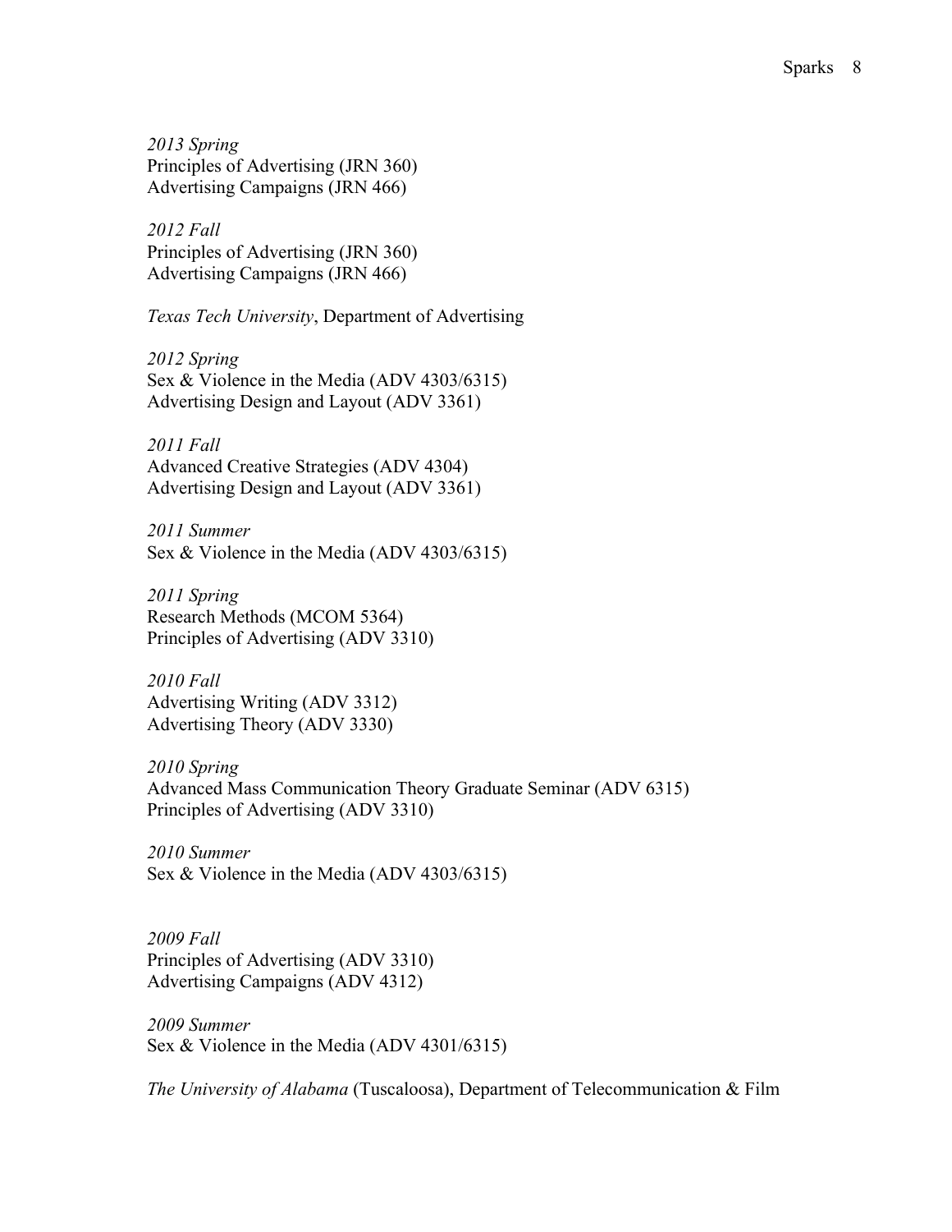*2013 Spring*
Principles of Advertising (JRN 360)
Advertising Campaigns (JRN 466)

*2012 Fall*
Principles of Advertising (JRN 360)
Advertising Campaigns (JRN 466)

*Texas Tech University*, Department of Advertising

*2012 Spring*
Sex & Violence in the Media (ADV 4303/6315)
Advertising Design and Layout (ADV 3361)

*2011 Fall*
Advanced Creative Strategies (ADV 4304)
Advertising Design and Layout (ADV 3361)

*2011 Summer*
Sex & Violence in the Media (ADV 4303/6315)

*2011 Spring*
Research Methods (MCOM 5364)
Principles of Advertising (ADV 3310)

*2010 Fall*
Advertising Writing (ADV 3312)
Advertising Theory (ADV 3330)

*2010 Spring*
Advanced Mass Communication Theory Graduate Seminar (ADV 6315)
Principles of Advertising (ADV 3310)

*2010 Summer*
Sex & Violence in the Media (ADV 4303/6315)

*2009 Fall*
Principles of Advertising (ADV 3310)
Advertising Campaigns (ADV 4312)

*2009 Summer*
Sex & Violence in the Media (ADV 4301/6315)

*The University of Alabama* (Tuscaloosa), Department of Telecommunication & Film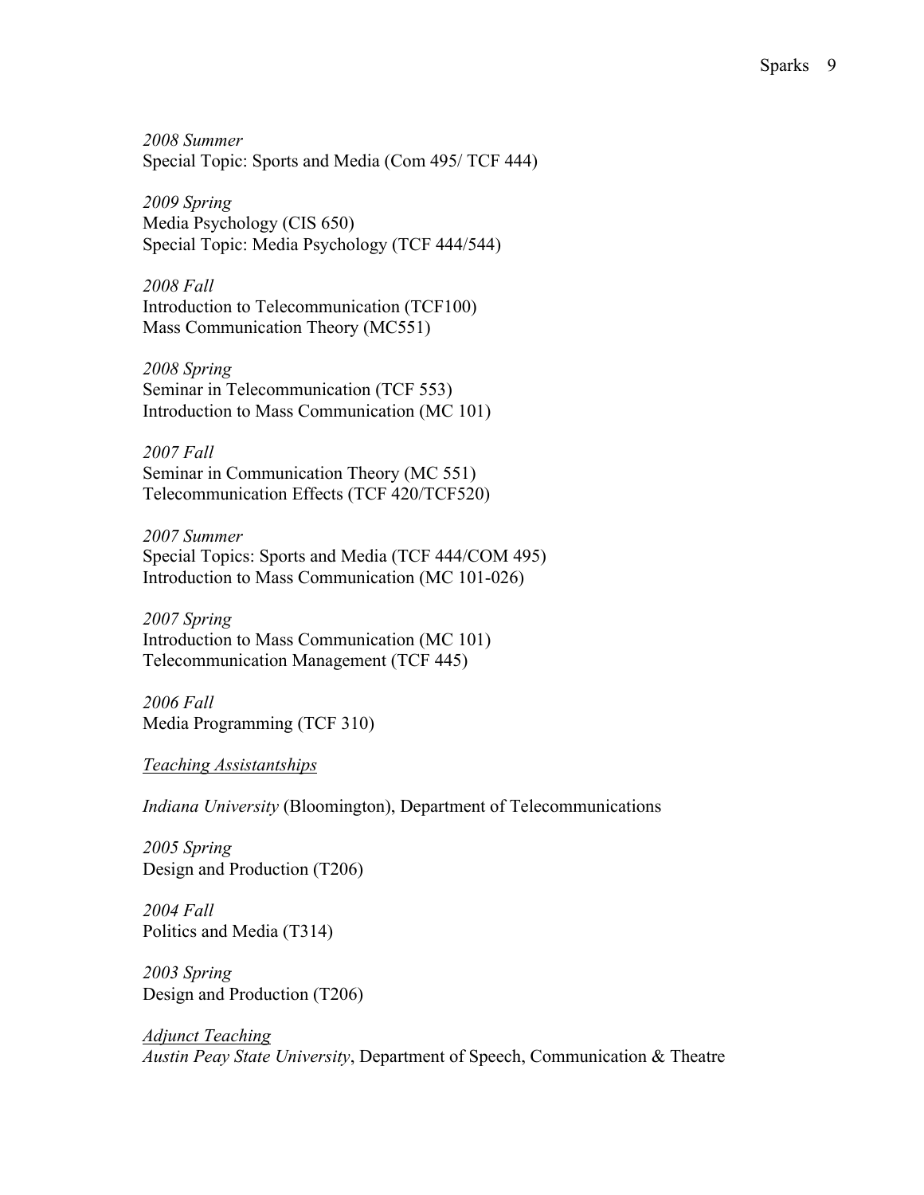*2008 Summer*
Special Topic: Sports and Media (Com 495/ TCF 444)

*2009 Spring*
Media Psychology (CIS 650)
Special Topic: Media Psychology (TCF 444/544)

*2008 Fall*
Introduction to Telecommunication (TCF100)
Mass Communication Theory (MC551)

*2008 Spring*
Seminar in Telecommunication (TCF 553)
Introduction to Mass Communication (MC 101)

*2007 Fall*
Seminar in Communication Theory (MC 551)
Telecommunication Effects (TCF 420/TCF520)

*2007 Summer*
Special Topics: Sports and Media (TCF 444/COM 495)
Introduction to Mass Communication (MC 101-026)

*2007 Spring*
Introduction to Mass Communication (MC 101)
Telecommunication Management (TCF 445)

*2006 Fall*
Media Programming (TCF 310)

<u>*Teaching Assistantships*</u>

*Indiana University* (Bloomington), Department of Telecommunications

*2005 Spring*
Design and Production (T206)

*2004 Fall*
Politics and Media (T314)

*2003 Spring*
Design and Production (T206)

<u>*Adjunct Teaching*</u>
*Austin Peay State University*, Department of Speech, Communication & Theatre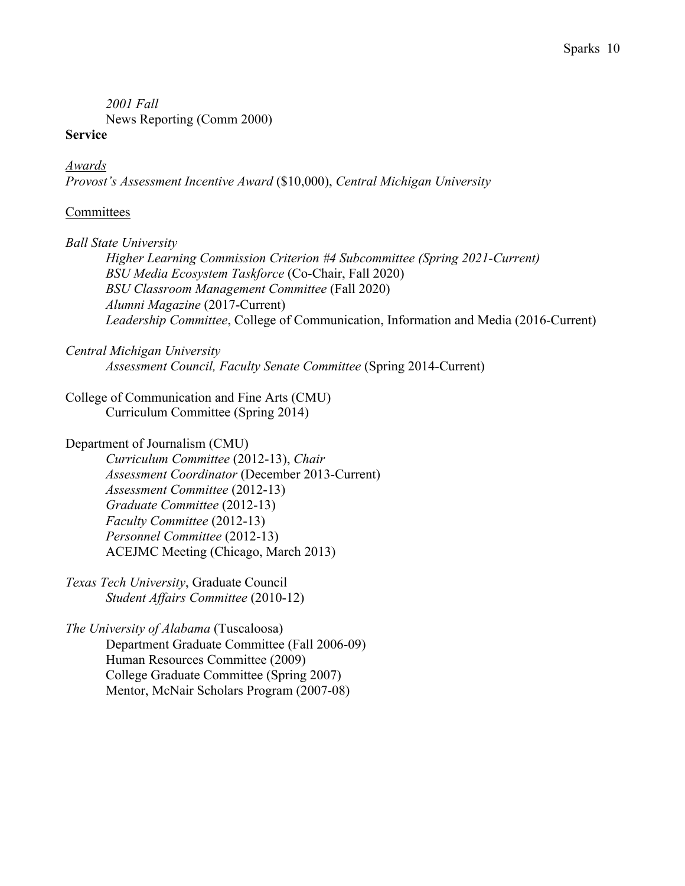*2001 Fall*
News Reporting (Comm 2000)

**Service**

<u>*Awards*</u>

*Provost's Assessment Incentive Award* ($10,000), *Central Michigan University*

<u>Committees</u>

*Ball State University*

- *Higher Learning Commission Criterion #4 Subcommittee (Spring 2021-Current)*
- *BSU Media Ecosystem Taskforce* (Co-Chair, Fall 2020)
- *BSU Classroom Management Committee* (Fall 2020)
- *Alumni Magazine* (2017-Current)
- *Leadership Committee*, College of Communication, Information and Media (2016-Current)

*Central Michigan University*

- *Assessment Council, Faculty Senate Committee* (Spring 2014-Current)

College of Communication and Fine Arts (CMU)

- Curriculum Committee (Spring 2014)

Department of Journalism (CMU)

- *Curriculum Committee* (2012-13), *Chair*
- *Assessment Coordinator* (December 2013-Current)
- *Assessment Committee* (2012-13)
- *Graduate Committee* (2012-13)
- *Faculty Committee* (2012-13)
- *Personnel Committee* (2012-13)
- ACEJMC Meeting (Chicago, March 2013)

*Texas Tech University*, Graduate Council

- *Student Affairs Committee* (2010-12)

*The University of Alabama* (Tuscaloosa)

- Department Graduate Committee (Fall 2006-09)
- Human Resources Committee (2009)
- College Graduate Committee (Spring 2007)
- Mentor, McNair Scholars Program (2007-08)